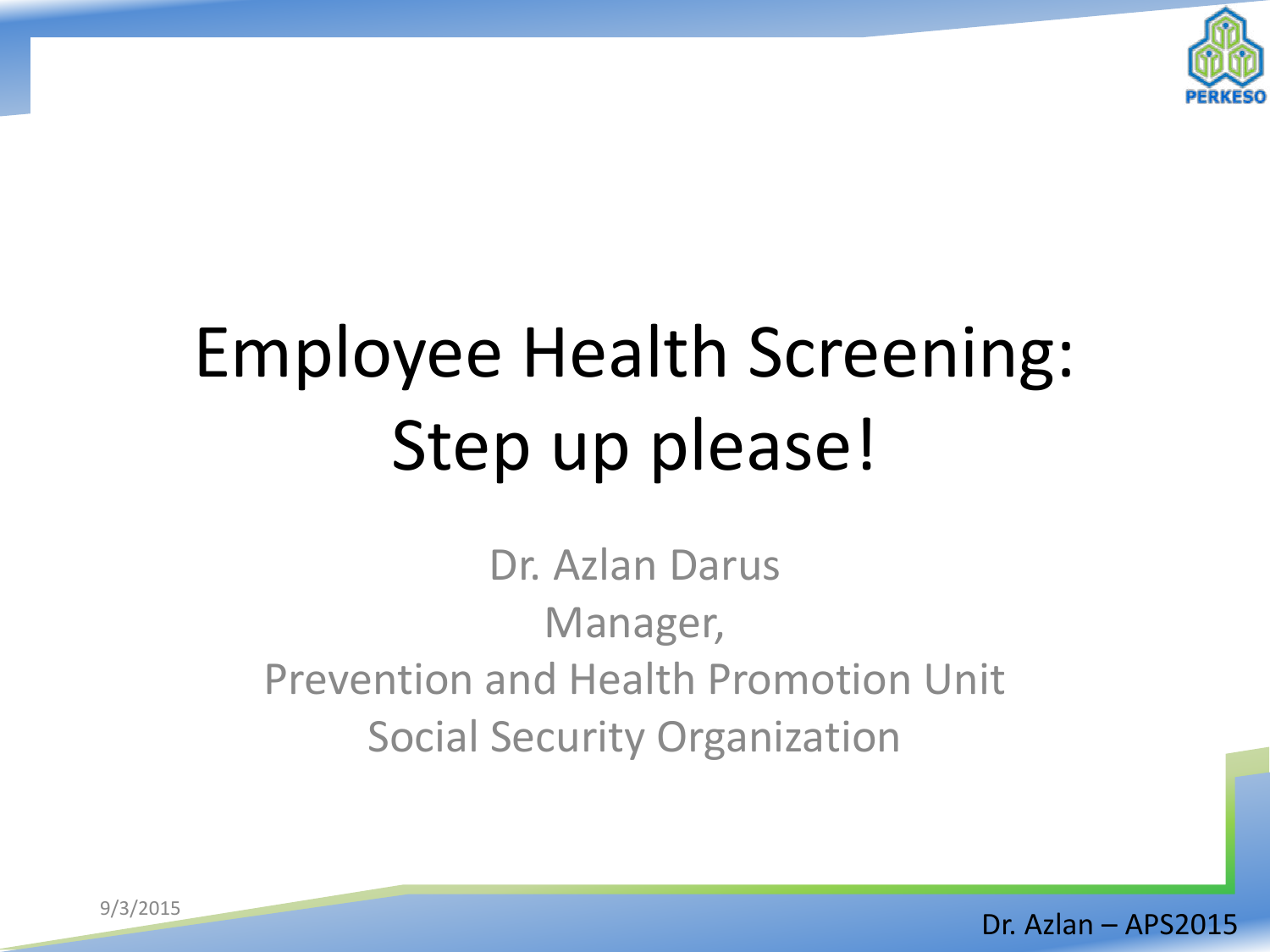# Employee Health Screening: Step up please!

Dr. Azlan Darus

Manager,

Prevention and Health Promotion Unit

Social Security Organization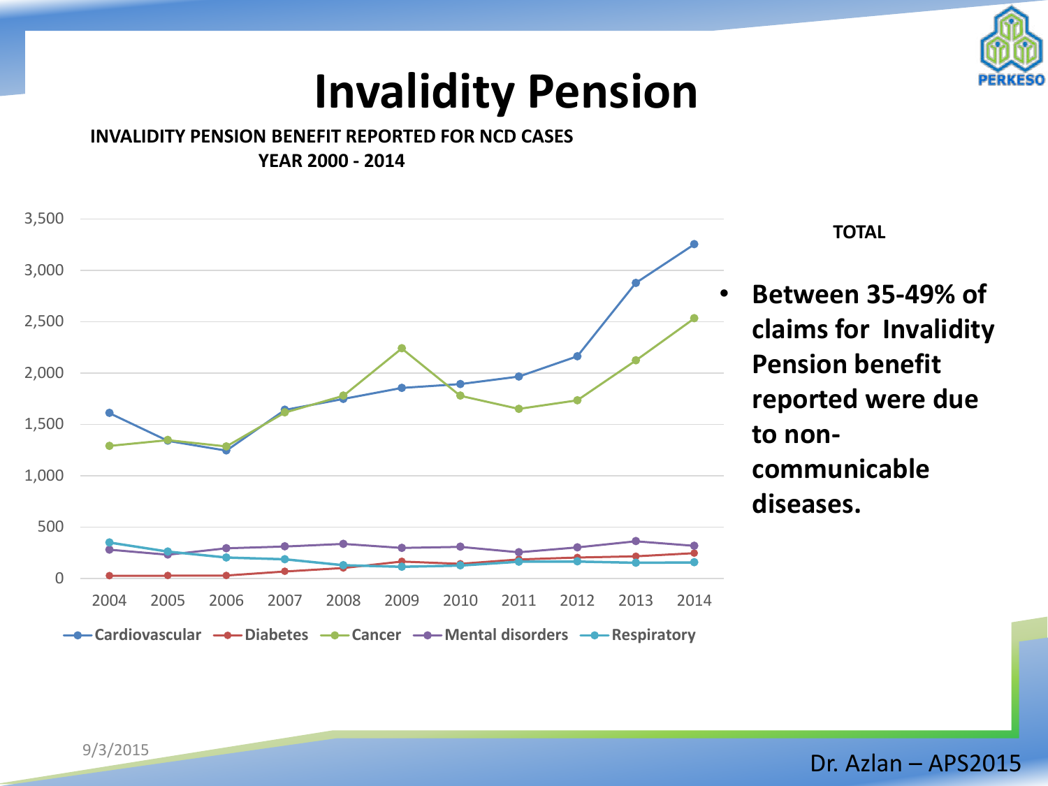# Invalidity Pension

**INVALIDITY PENSION BENEFIT REPORTED FOR NCD CASES**
**YEAR 2000 - 2014**

3,500
3,000
2,500
2,000
1,500
1,000
500
0

2004 2005 2006 2007 2008 2009 2010 2011 2012 2013 2014

Cardiovascular, Diabetes, Cancer, Mental disorders, Respiratory

**TOTAL**

- **Between 35-49% of claims for Invalidity Pension benefit reported were due to non-communicable diseases.**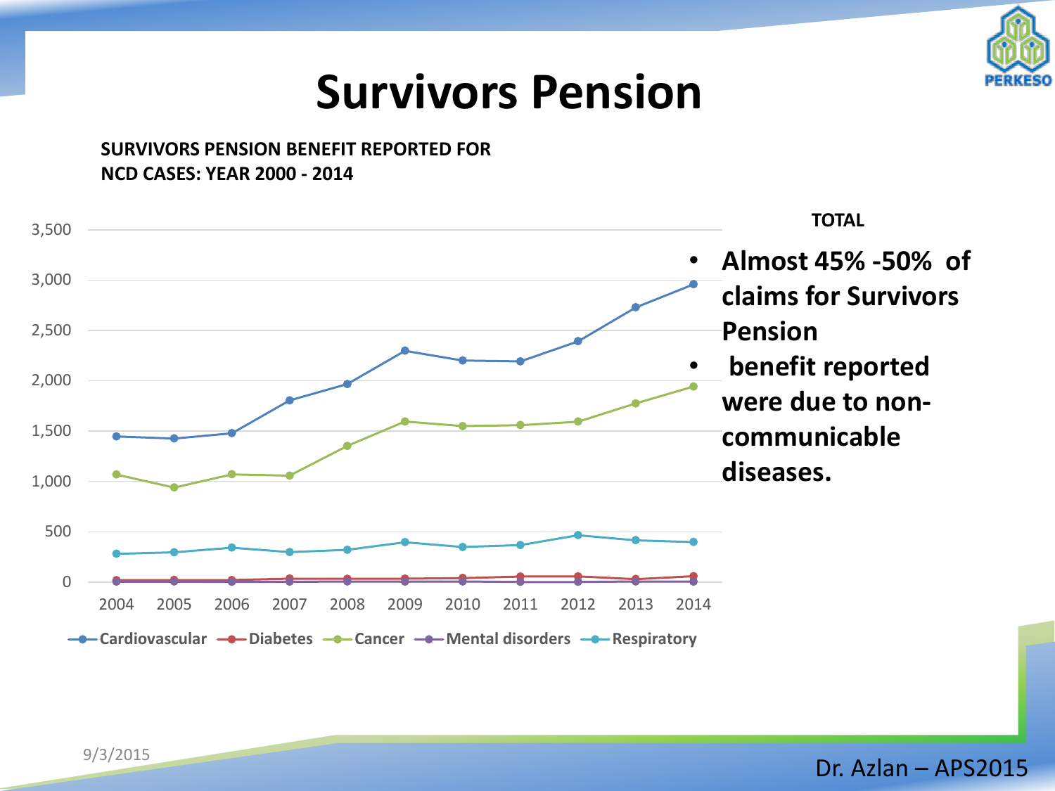# Survivors Pension

**SURVIVORS PENSION BENEFIT REPORTED FOR NCD CASES: YEAR 2000 - 2014**

3,500
3,000
2,500
2,000
1,500
1,000
500
0

2004 2005 2006 2007 2008 2009 2010 2011 2012 2013 2014

Cardiovascular — Diabetes — Cancer — Mental disorders — Respiratory

**TOTAL**

- **Almost 45% -50% of claims for Survivors Pension**
- **benefit reported were due to non-communicable diseases.**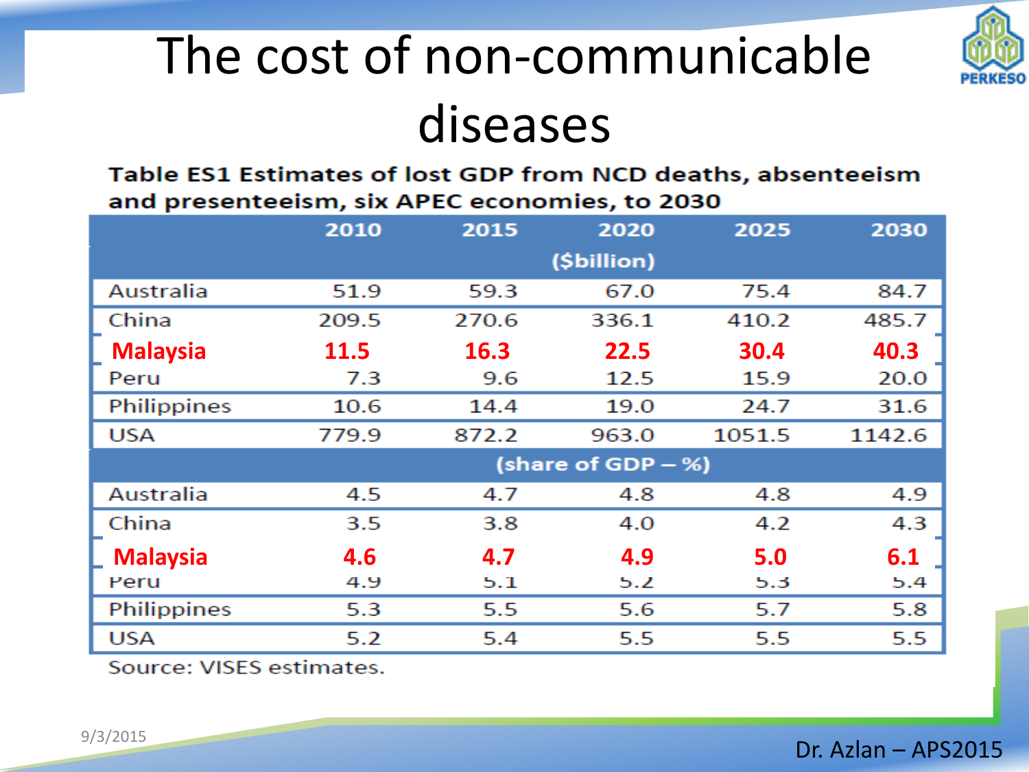# The cost of non-communicable diseases

**Table ES1 Estimates of lost GDP from NCD deaths, absenteeism and presenteeism, six APEC economies, to 2030**

| | 2010 | 2015 | 2020 | 2025 | 2030 |
|---|---|---|---|---|---|
| | | | ($billion) | | |
| Australia | 51.9 | 59.3 | 67.0 | 75.4 | 84.7 |
| China | 209.5 | 270.6 | 336.1 | 410.2 | 485.7 |
| **Malaysia** | **11.5** | **16.3** | **22.5** | **30.4** | **40.3** |
| Peru | 7.3 | 9.6 | 12.5 | 15.9 | 20.0 |
| Philippines | 10.6 | 14.4 | 19.0 | 24.7 | 31.6 |
| USA | 779.9 | 872.2 | 963.0 | 1051.5 | 1142.6 |
| | | | (share of GDP – %) | | |
| Australia | 4.5 | 4.7 | 4.8 | 4.8 | 4.9 |
| China | 3.5 | 3.8 | 4.0 | 4.2 | 4.3 |
| **Malaysia** | **4.6** | **4.7** | **4.9** | **5.0** | **6.1** |
| Peru | 4.9 | 5.1 | 5.2 | 5.3 | 5.4 |
| Philippines | 5.3 | 5.5 | 5.6 | 5.7 | 5.8 |
| USA | 5.2 | 5.4 | 5.5 | 5.5 | 5.5 |

Source: VISES estimates.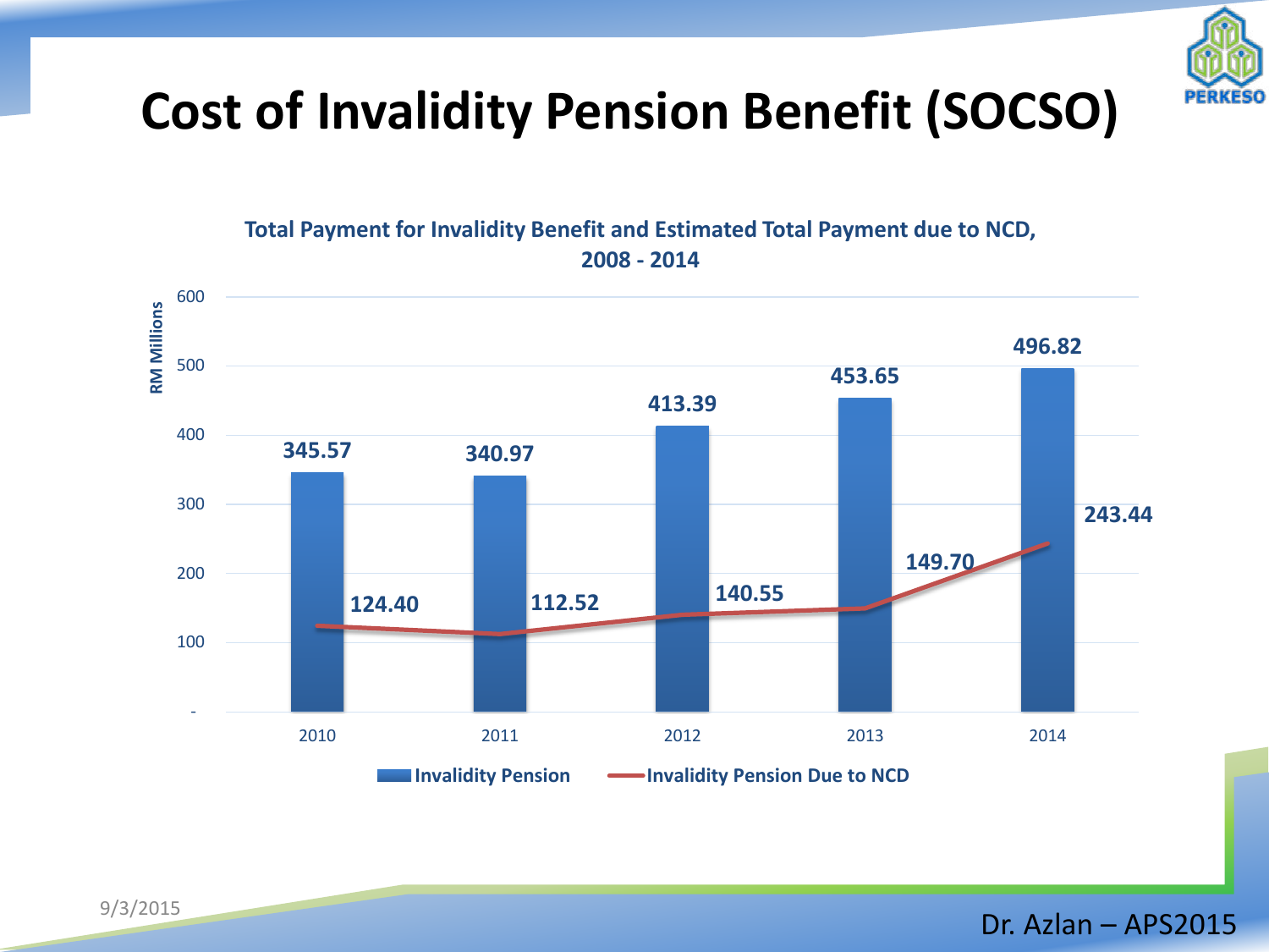# Cost of Invalidity Pension Benefit (SOCSO)

**Total Payment for Invalidity Benefit and Estimated Total Payment due to NCD, 2008 - 2014**

| Year | Invalidity Pension (RM Millions) | Invalidity Pension Due to NCD (RM Millions) |
|---|---|---|
| 2010 | 345.57 | 124.40 |
| 2011 | 340.97 | 112.52 |
| 2012 | 413.39 | 140.55 |
| 2013 | 453.65 | 149.70 |
| 2014 | 496.82 | 243.44 |

Dr. Azlan – APS2015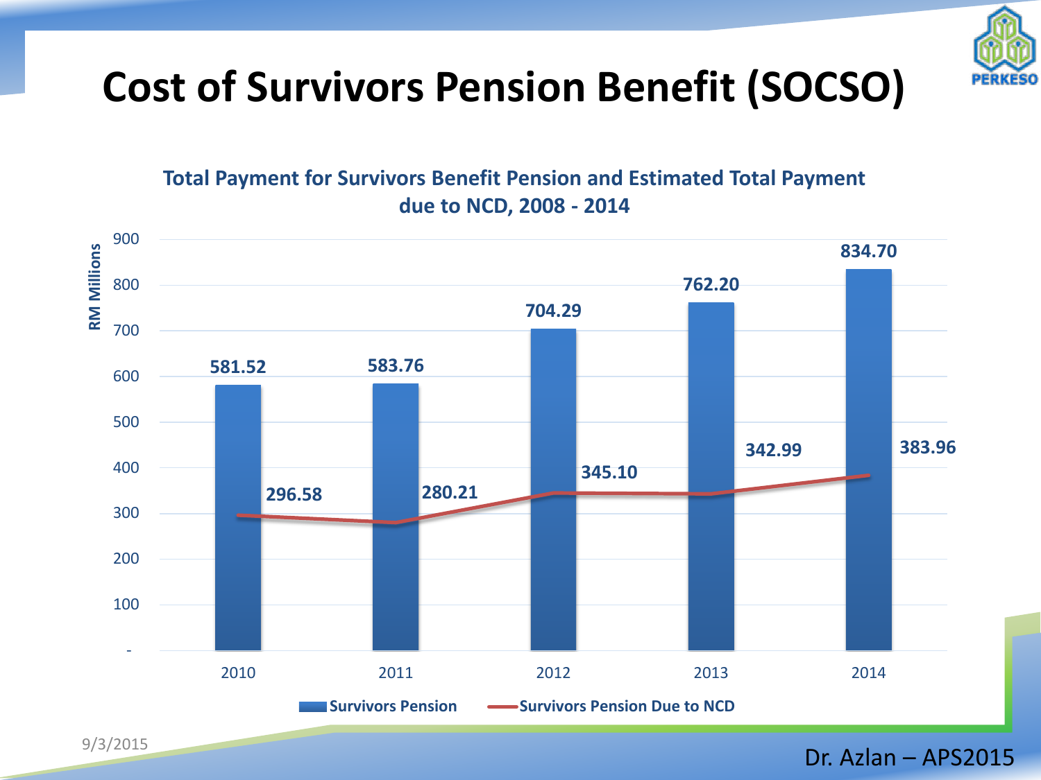# Cost of Survivors Pension Benefit (SOCSO)

**Total Payment for Survivors Benefit Pension and Estimated Total Payment due to NCD, 2008 - 2014**

RM Millions

| Year | Survivors Pension | Survivors Pension Due to NCD |
|---|---|---|
| 2010 | 581.52 | 296.58 |
| 2011 | 583.76 | 280.21 |
| 2012 | 704.29 | 345.10 |
| 2013 | 762.20 | 342.99 |
| 2014 | 834.70 | 383.96 |

9/3/2015

Dr. Azlan – APS2015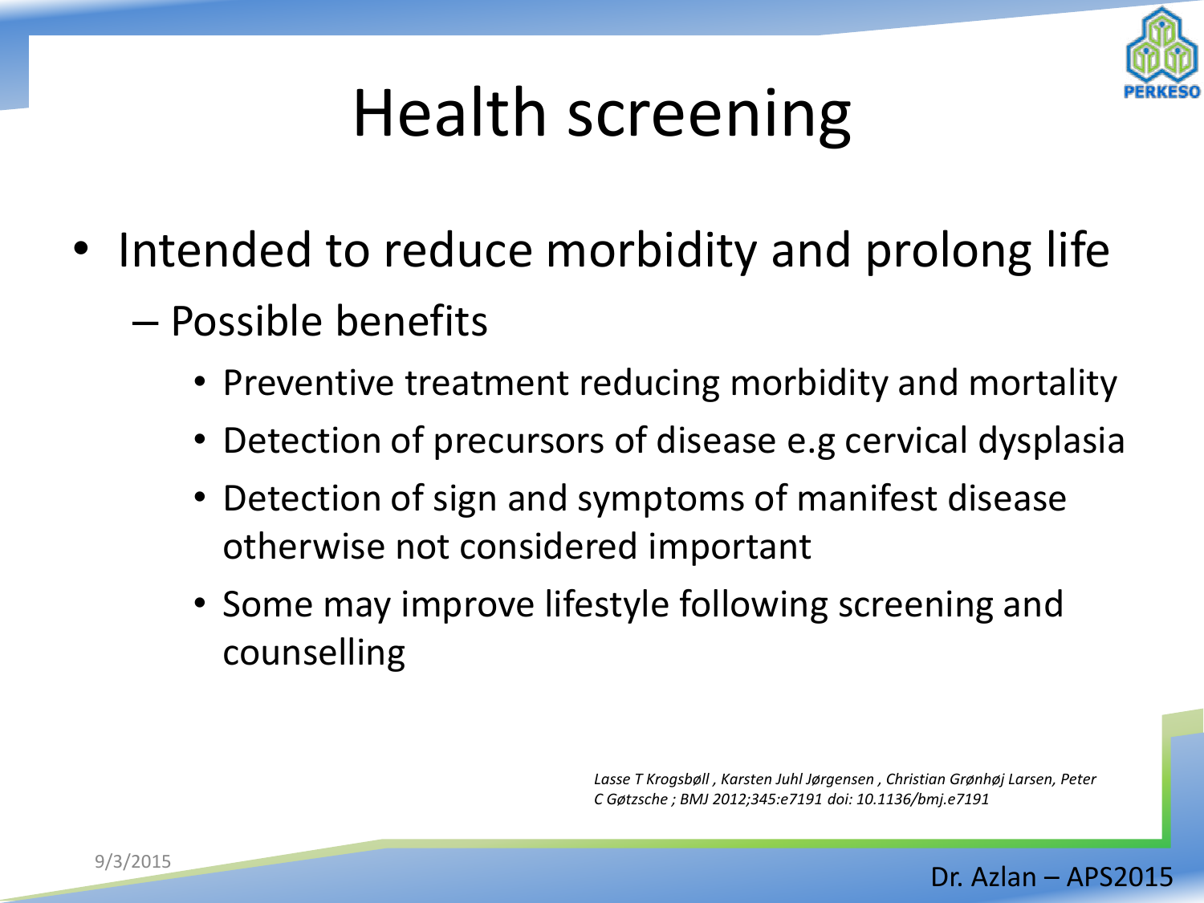# Health screening

- Intended to reduce morbidity and prolong life
  - Possible benefits
    - Preventive treatment reducing morbidity and mortality
    - Detection of precursors of disease e.g cervical dysplasia
    - Detection of sign and symptoms of manifest disease otherwise not considered important
    - Some may improve lifestyle following screening and counselling

*Lasse T Krogsbøll , Karsten Juhl Jørgensen , Christian Grønhøj Larsen, Peter C Gøtzsche ; BMJ 2012;345:e7191 doi: 10.1136/bmj.e7191*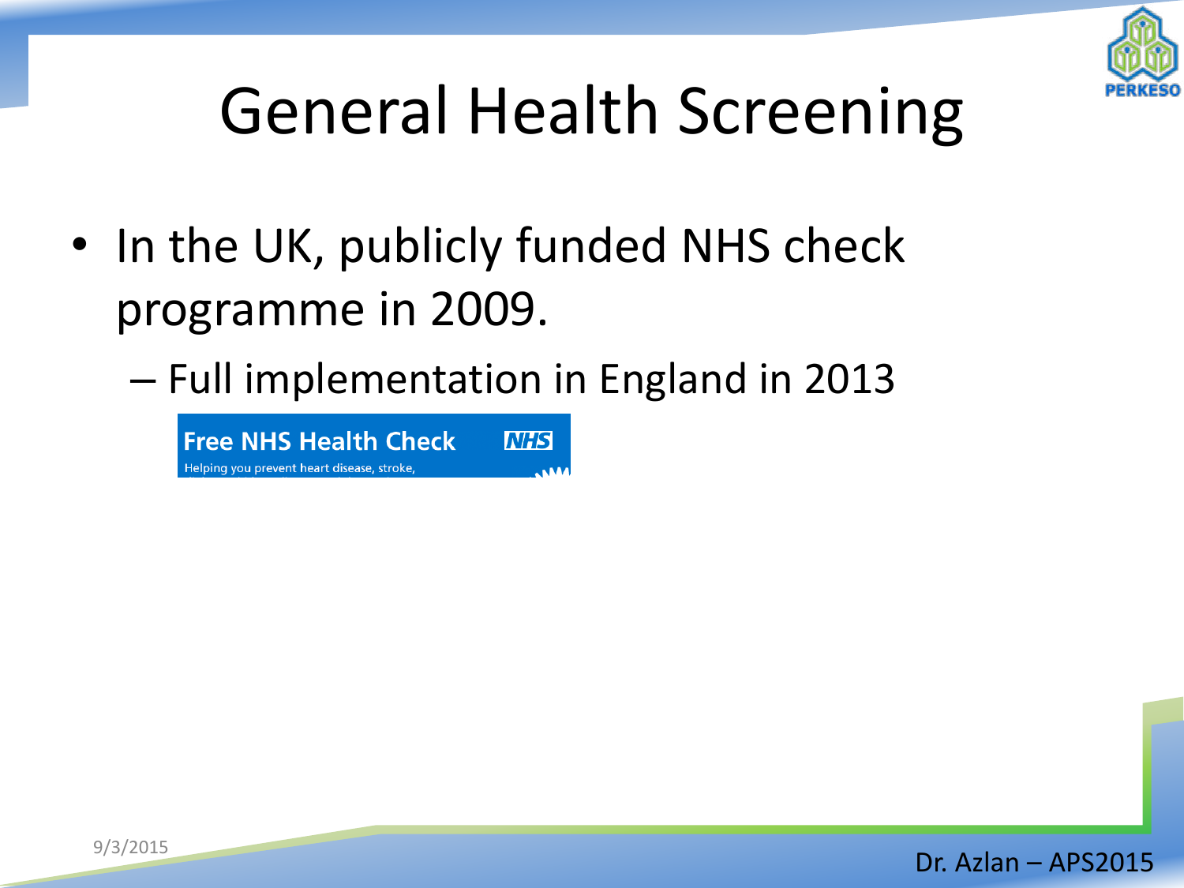# General Health Screening

- In the UK, publicly funded NHS check programme in 2009.
  - Full implementation in England in 2013

**Free NHS Health Check** NHS

Helping you prevent heart disease, stroke,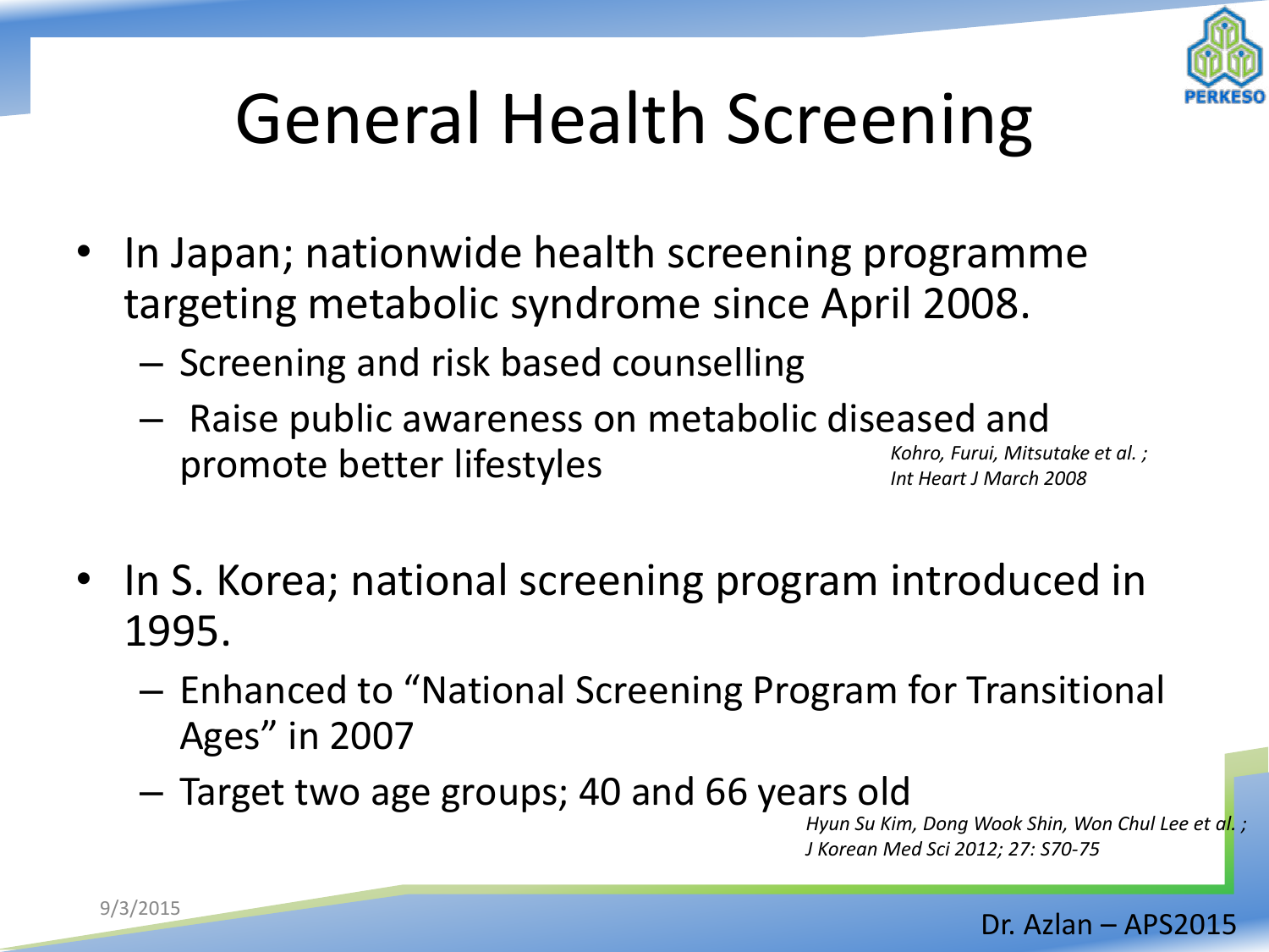# General Health Screening

- In Japan; nationwide health screening programme targeting metabolic syndrome since April 2008.
  - Screening and risk based counselling
  - Raise public awareness on metabolic diseased and promote better lifestyles

*Kohro, Furui, Mitsutake et al. ; Int Heart J March 2008*

- In S. Korea; national screening program introduced in 1995.
  - Enhanced to "National Screening Program for Transitional Ages" in 2007
  - Target two age groups; 40 and 66 years old

*Hyun Su Kim, Dong Wook Shin, Won Chul Lee et al. ; J Korean Med Sci 2012; 27: S70-75*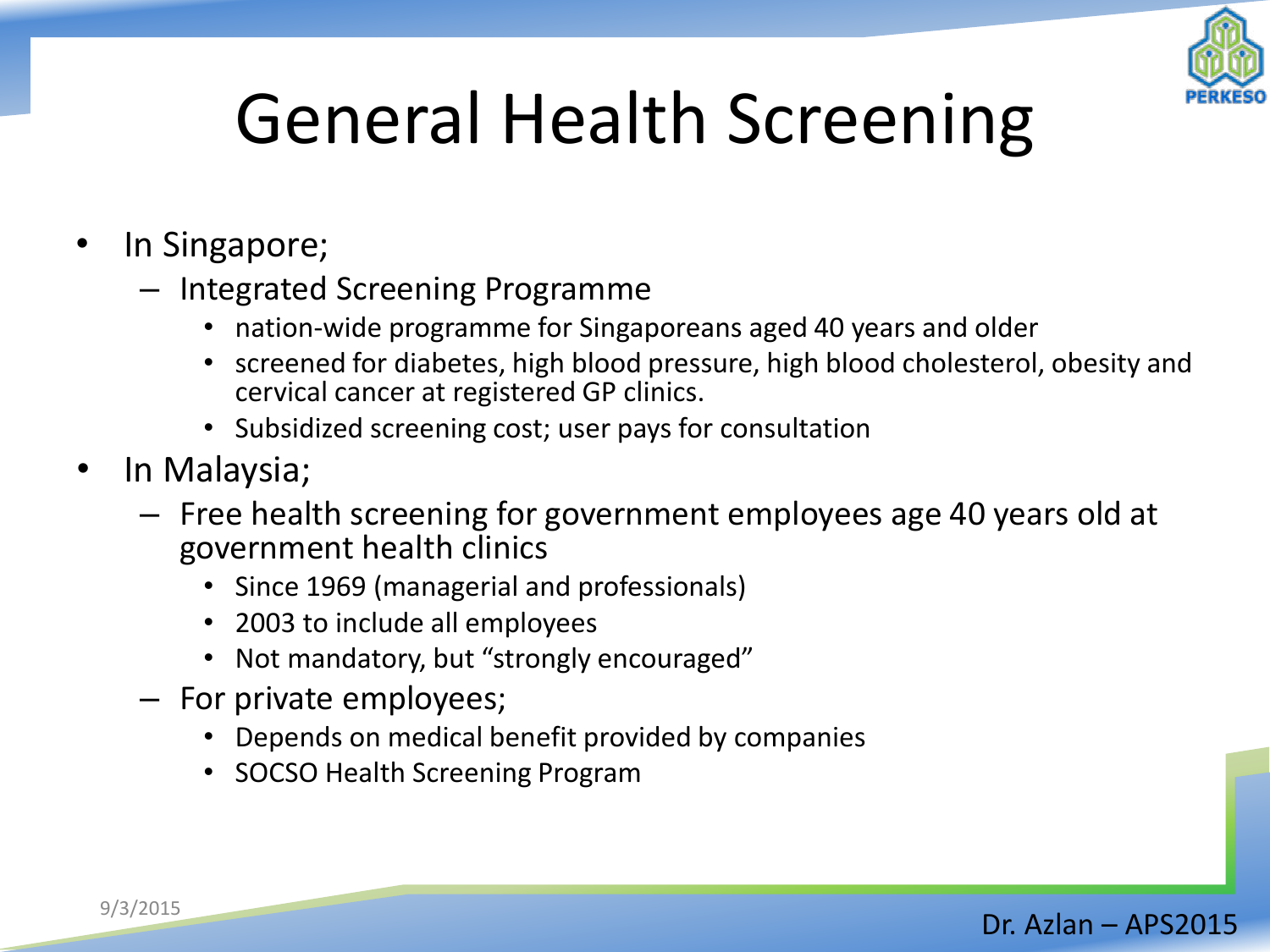# General Health Screening

- In Singapore;
  - Integrated Screening Programme
    - nation-wide programme for Singaporeans aged 40 years and older
    - screened for diabetes, high blood pressure, high blood cholesterol, obesity and cervical cancer at registered GP clinics.
    - Subsidized screening cost; user pays for consultation
- In Malaysia;
  - Free health screening for government employees age 40 years old at government health clinics
    - Since 1969 (managerial and professionals)
    - 2003 to include all employees
    - Not mandatory, but "strongly encouraged"
  - For private employees;
    - Depends on medical benefit provided by companies
    - SOCSO Health Screening Program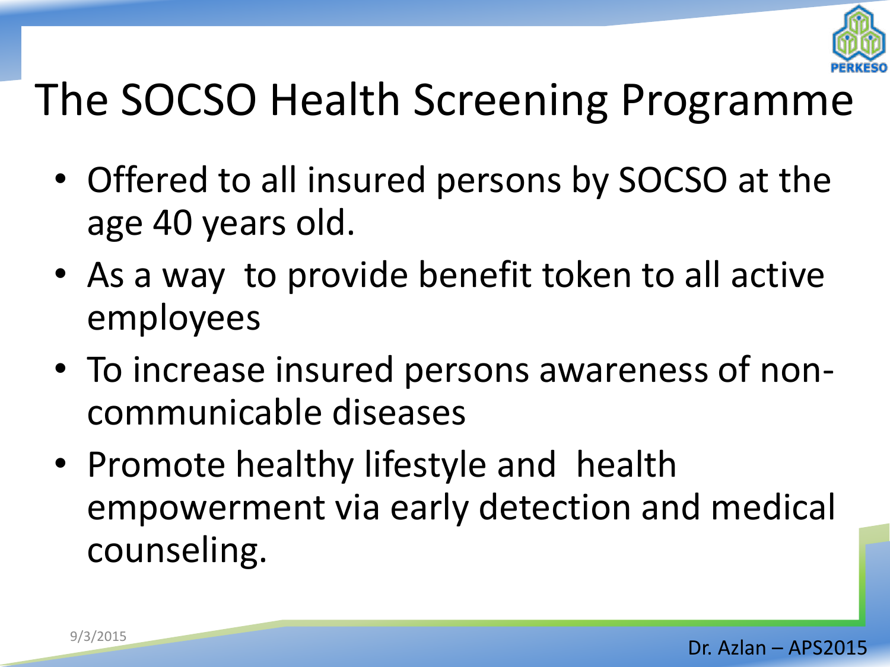# The SOCSO Health Screening Programme

- Offered to all insured persons by SOCSO at the age 40 years old.
- As a way to provide benefit token to all active employees
- To increase insured persons awareness of non-communicable diseases
- Promote healthy lifestyle and health empowerment via early detection and medical counseling.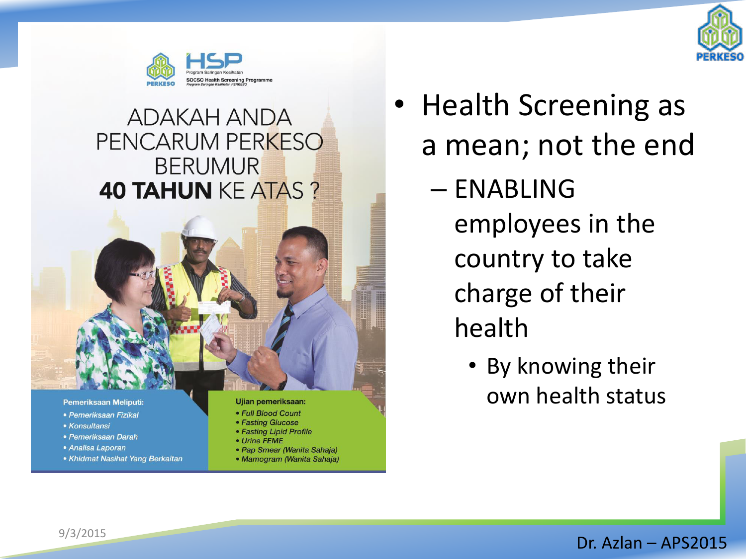ADAKAH ANDA PENCARUM PERKESO BERUMUR **40 TAHUN** KE ATAS ?

HSP
Program Saringan Kesihatan
SOCSO Health Screening Programme

**Pemeriksaan Meliputi:**

- *Pemeriksaan Fizikal*
- *Konsultansi*
- *Pemeriksaan Darah*
- *Analisa Laporan*
- *Khidmat Nasihat Yang Berkaitan*

**Ujian pemeriksaan:**

- *Full Blood Count*
- *Fasting Glucose*
- *Fasting Lipid Profile*
- *Urine FEME*
- *Pap Smear (Wanita Sahaja)*
- *Mamogram (Wanita Sahaja)*

- Health Screening as a mean; not the end
  - ENABLING employees in the country to take charge of their health
    - By knowing their own health status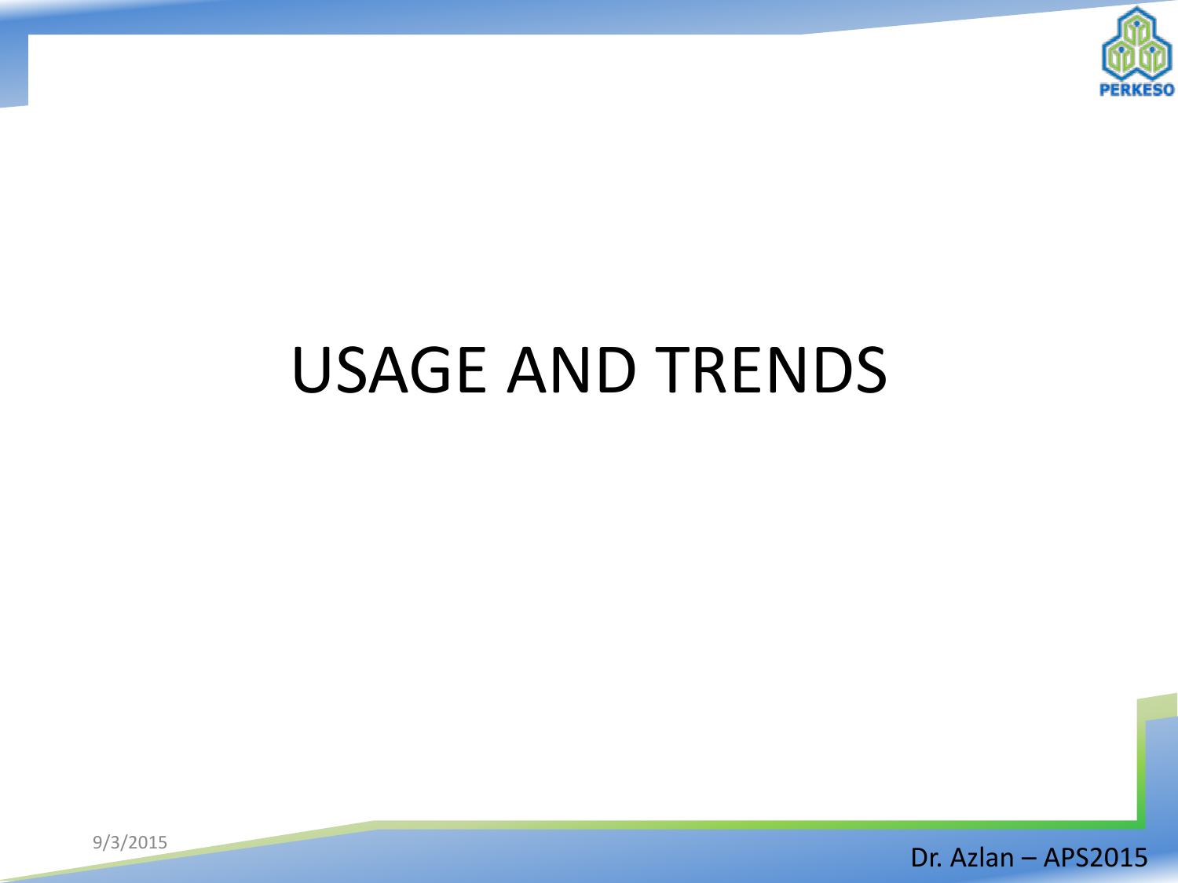# USAGE AND TRENDS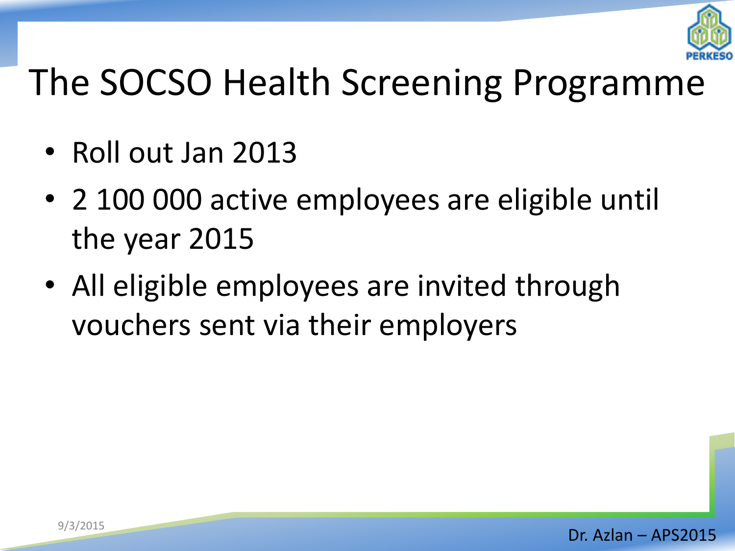# The SOCSO Health Screening Programme

- Roll out Jan 2013
- 2 100 000 active employees are eligible until the year 2015
- All eligible employees are invited through vouchers sent via their employers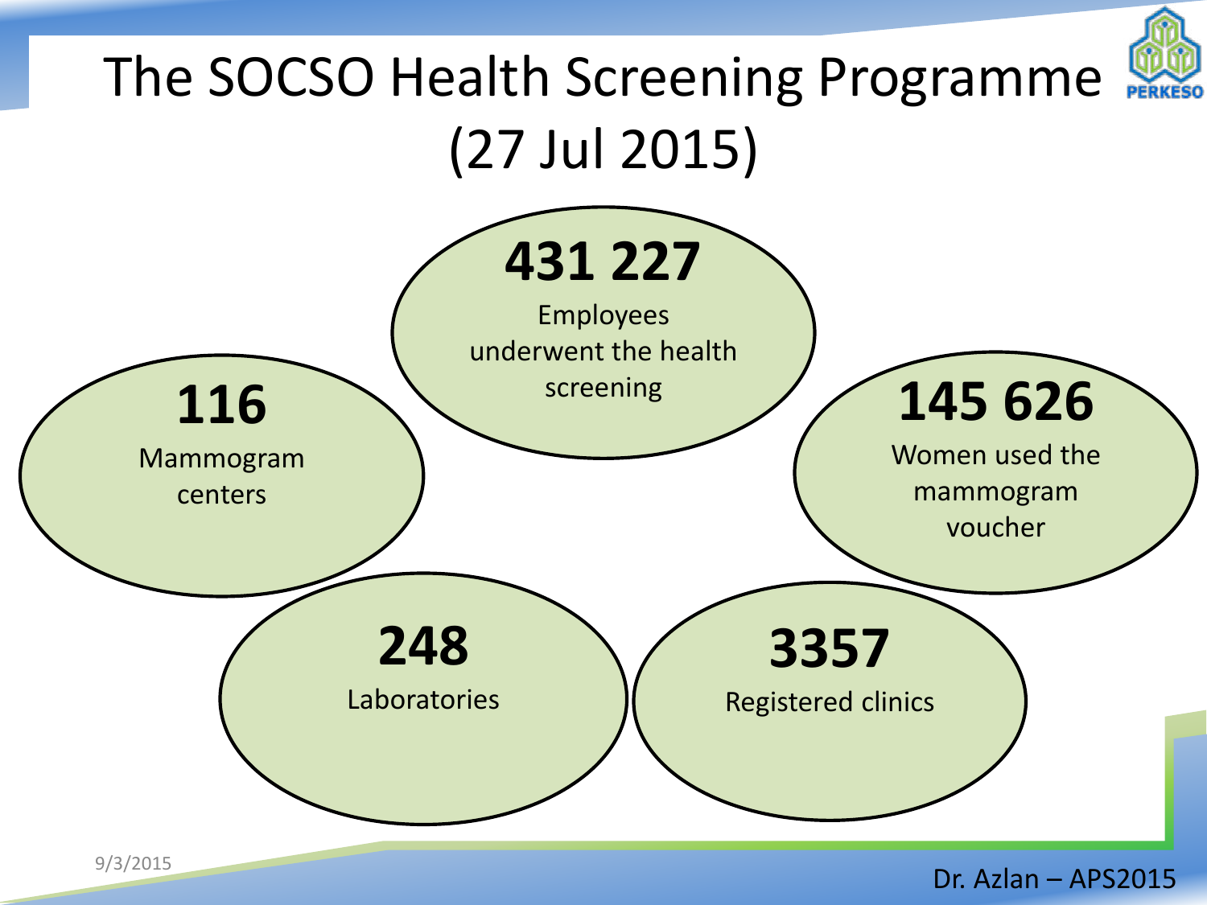# The SOCSO Health Screening Programme (27 Jul 2015)

**431 227**
Employees underwent the health screening

**116**
Mammogram centers

**145 626**
Women used the mammogram voucher

**248**
Laboratories

**3357**
Registered clinics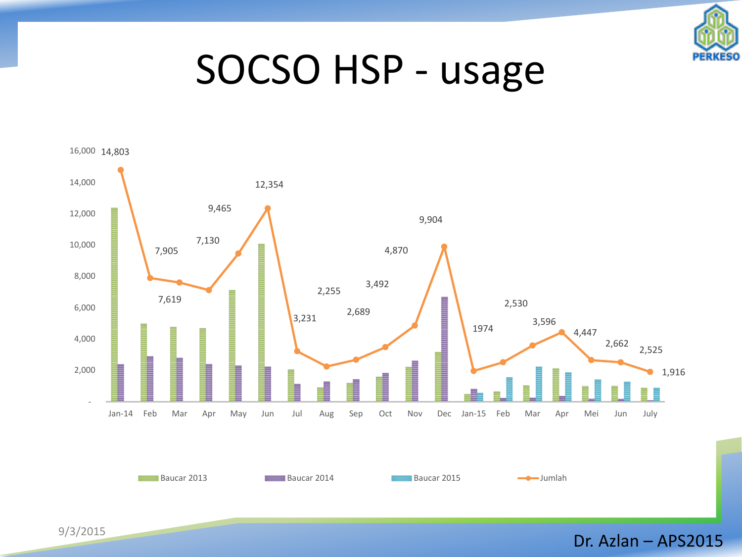# SOCSO HSP - usage

| Month | Jumlah |
|---|---|
| Jan-14 | 14,803 |
| Feb | 7,905 |
| Mar | 7,619 |
| Apr | 7,130 |
| May | 9,465 |
| Jun | 12,354 |
| Jul | 3,231 |
| Aug | 2,255 |
| Sep | 2,689 |
| Oct | 3,492 |
| Nov | 4,870 |
| Dec | 9,904 |
| Jan-15 | 1974 |
| Feb | 2,530 |
| Mar | 3,596 |
| Apr | 4,447 |
| Mei | 2,662 |
| Jun | 2,525 |
| July | 1,916 |

Legend: Baucar 2013, Baucar 2014, Baucar 2015, Jumlah

9/3/2015

Dr. Azlan – APS2015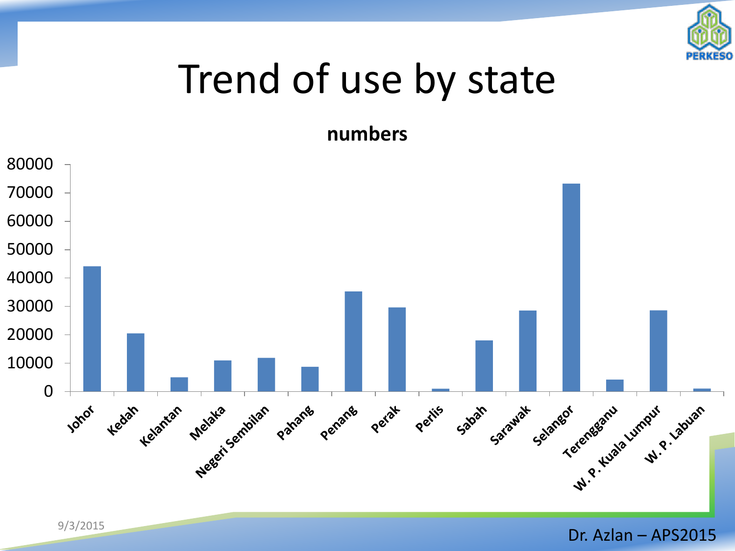# Trend of use by state

**numbers**

| State | Numbers (approx.) |
|---|---|
| Johor | 44000 |
| Kedah | 20500 |
| Kelantan | 5000 |
| Melaka | 11000 |
| Negeri Sembilan | 12000 |
| Pahang | 8700 |
| Penang | 35000 |
| Perak | 29500 |
| Perlis | 1000 |
| Sabah | 18000 |
| Sarawak | 28500 |
| Selangor | 73000 |
| Terengganu | 4200 |
| W. P. Kuala Lumpur | 28500 |
| W. P. Labuan | 1000 |

Dr. Azlan – APS2015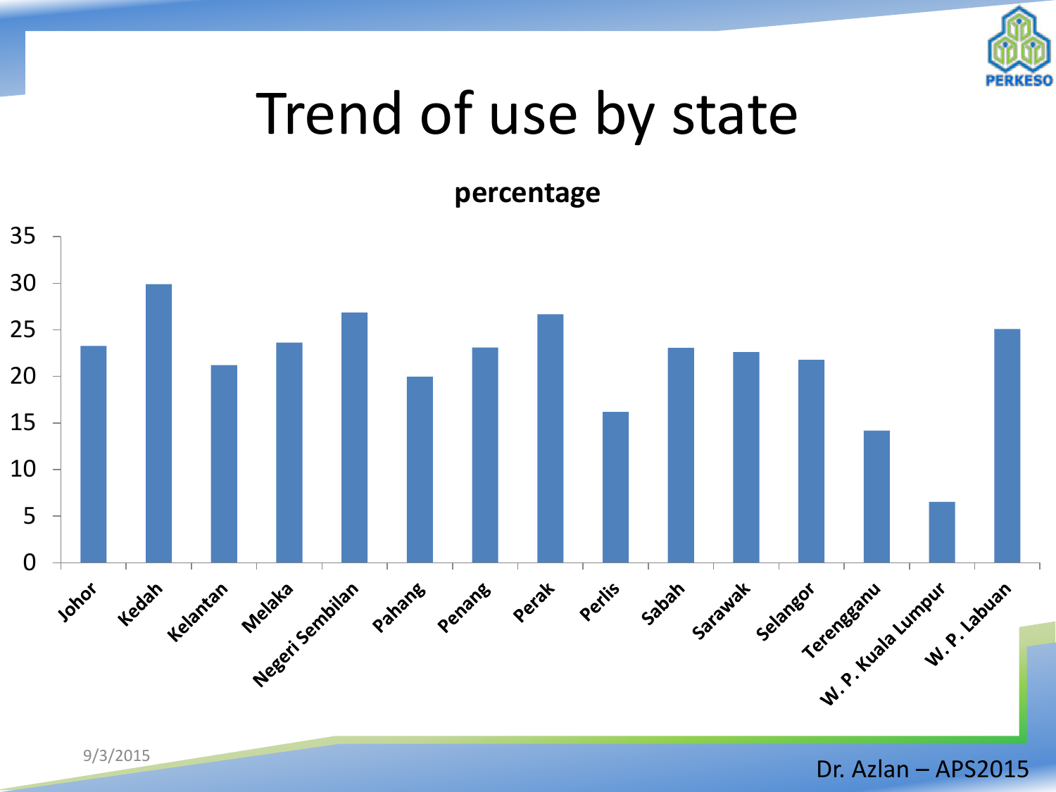# Trend of use by state

**percentage**

| State | Percentage |
| --- | --- |
| Johor | 23.3 |
| Kedah | 29.9 |
| Kelantan | 21.2 |
| Melaka | 23.6 |
| Negeri Sembilan | 26.9 |
| Pahang | 20.0 |
| Penang | 23.1 |
| Perak | 26.7 |
| Perlis | 16.2 |
| Sabah | 23.1 |
| Sarawak | 22.6 |
| Selangor | 21.8 |
| Terengganu | 14.2 |
| W. P. Kuala Lumpur | 6.5 |
| W. P. Labuan | 25.1 |

Dr. Azlan – APS2015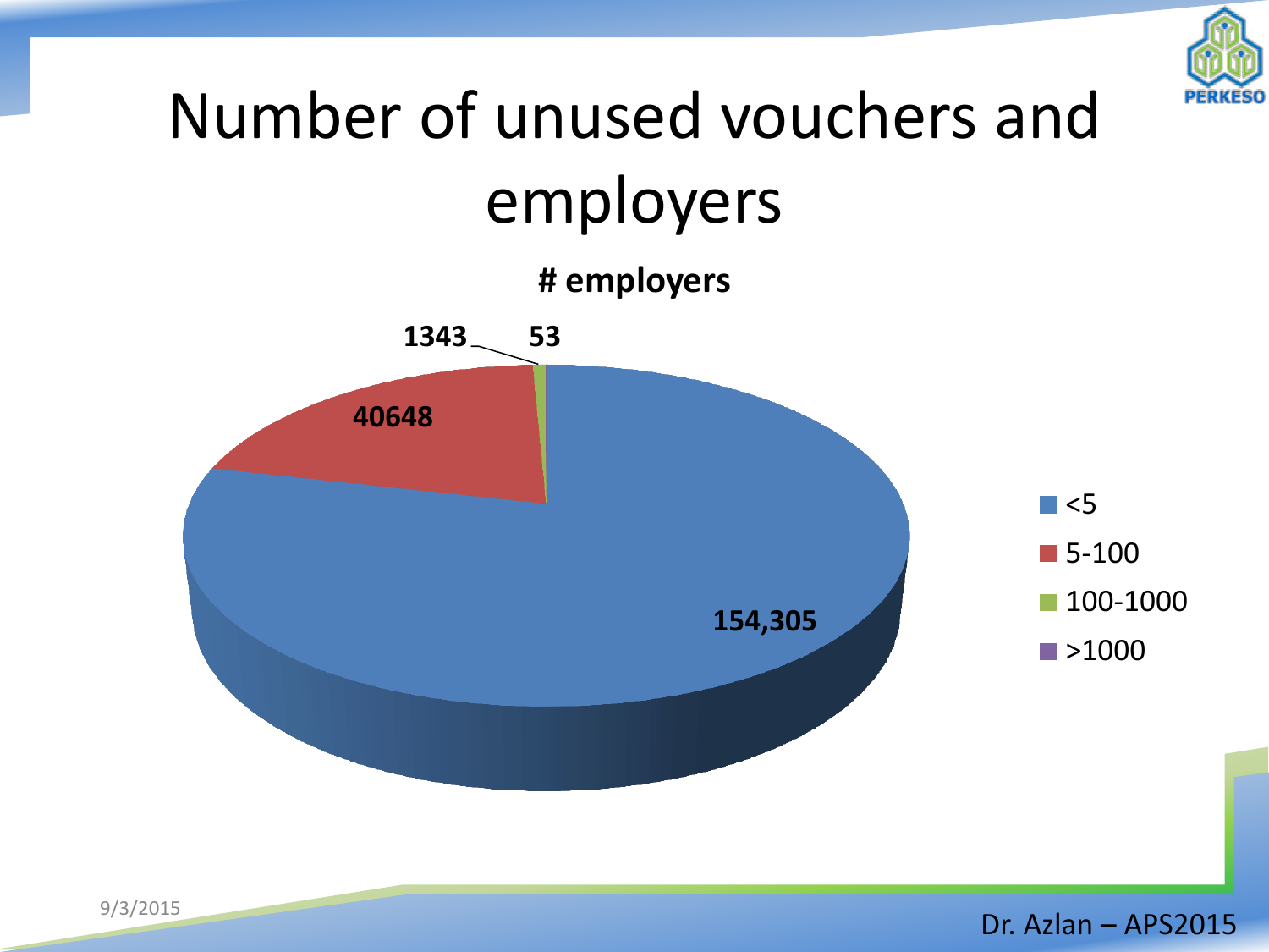# Number of unused vouchers and employers

**# employers**

| # unused vouchers | # employers |
|---|---|
| <5 | 154,305 |
| 5-100 | 40648 |
| 100-1000 | 1343 |
| >1000 | 53 |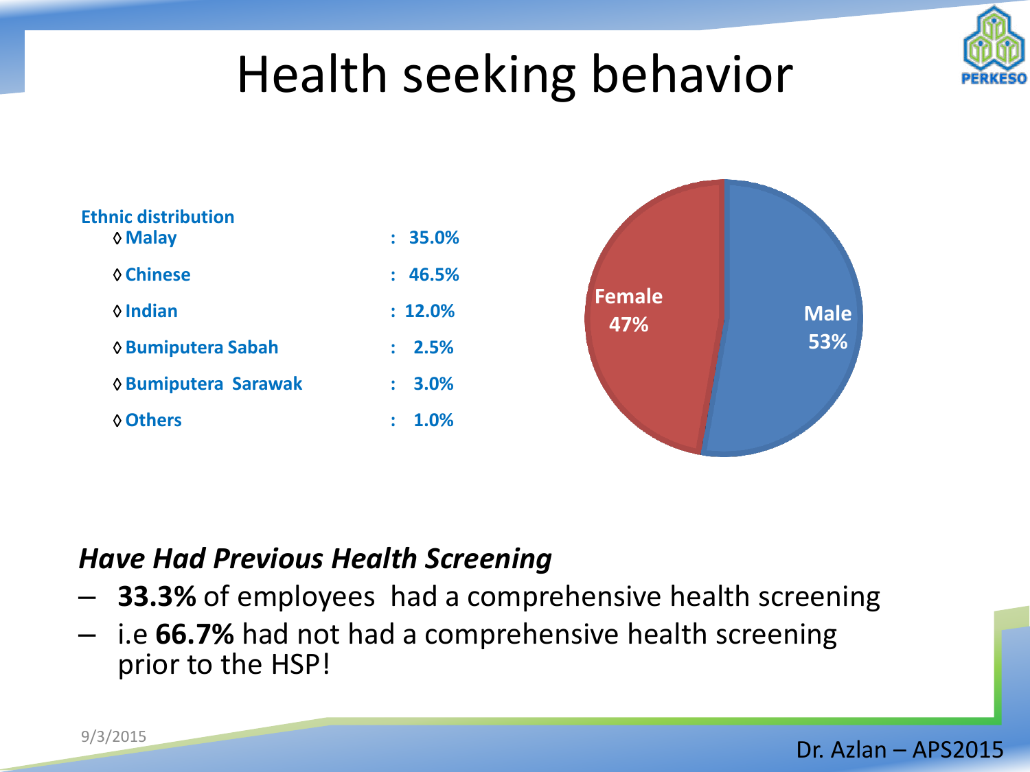# Health seeking behavior

**Ethnic distribution**

| | |
|---|---|
| ◊ Malay | 35.0% |
| ◊ Chinese | 46.5% |
| ◊ Indian | 12.0% |
| ◊ Bumiputera Sabah | 2.5% |
| ◊ Bumiputera Sarawak | 3.0% |
| ◊ Others | 1.0% |

Female 47%

Male 53%

***Have Had Previous Health Screening***

- **33.3%** of employees had a comprehensive health screening
- i.e **66.7%** had not had a comprehensive health screening prior to the HSP!

Dr. Azlan – APS2015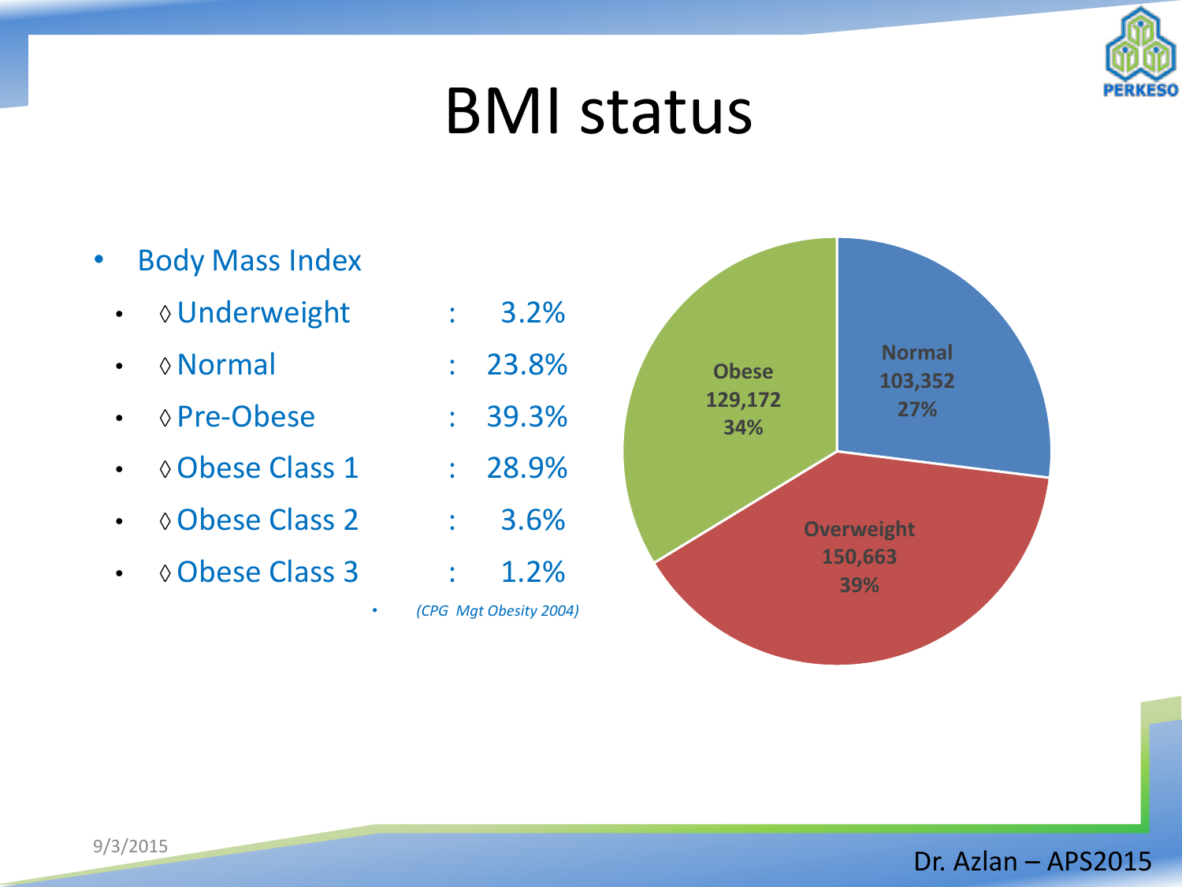# BMI status

- Body Mass Index
  - ◊ Underweight : 3.2%
  - ◊ Normal : 23.8%
  - ◊ Pre-Obese : 39.3%
  - ◊ Obese Class 1 : 28.9%
  - ◊ Obese Class 2 : 3.6%
  - ◊ Obese Class 3 : 1.2%
  - *(CPG Mgt Obesity 2004)*

| Category | Count | Percentage |
|---|---|---|
| Normal | 103,352 | 27% |
| Overweight | 150,663 | 39% |
| Obese | 129,172 | 34% |

9/3/2015

Dr. Azlan – APS2015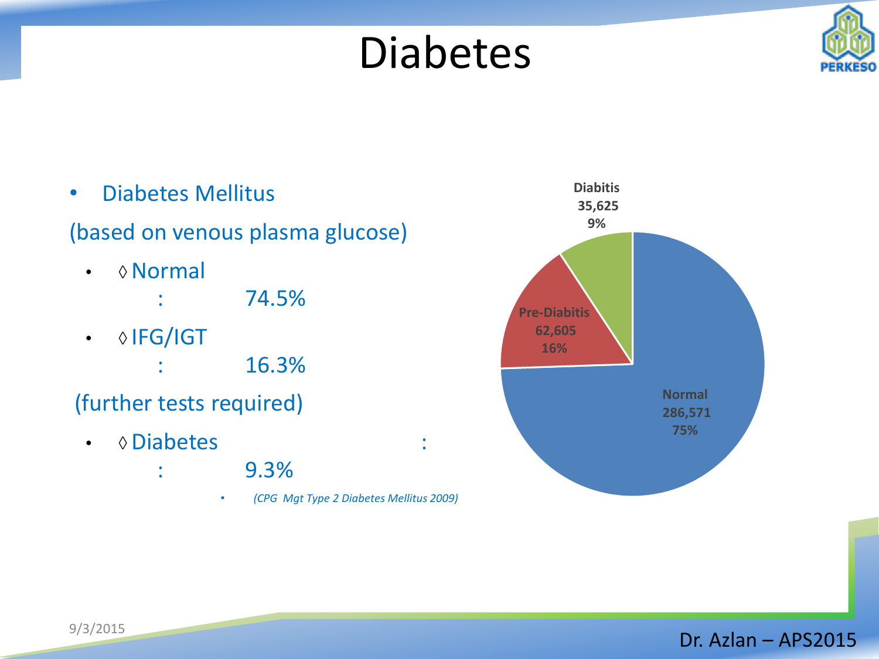# Diabetes

- Diabetes Mellitus

(based on venous plasma glucose)

- ◊ Normal
  : 74.5%
- ◊ IFG/IGT
  : 16.3%

(further tests required)

- ◊ Diabetes :
  : 9.3%
  - *(CPG Mgt Type 2 Diabetes Mellitus 2009)*

| Category | Count | Percentage |
|---|---|---|
| Diabitis | 35,625 | 9% |
| Pre-Diabitis | 62,605 | 16% |
| Normal | 286,571 | 75% |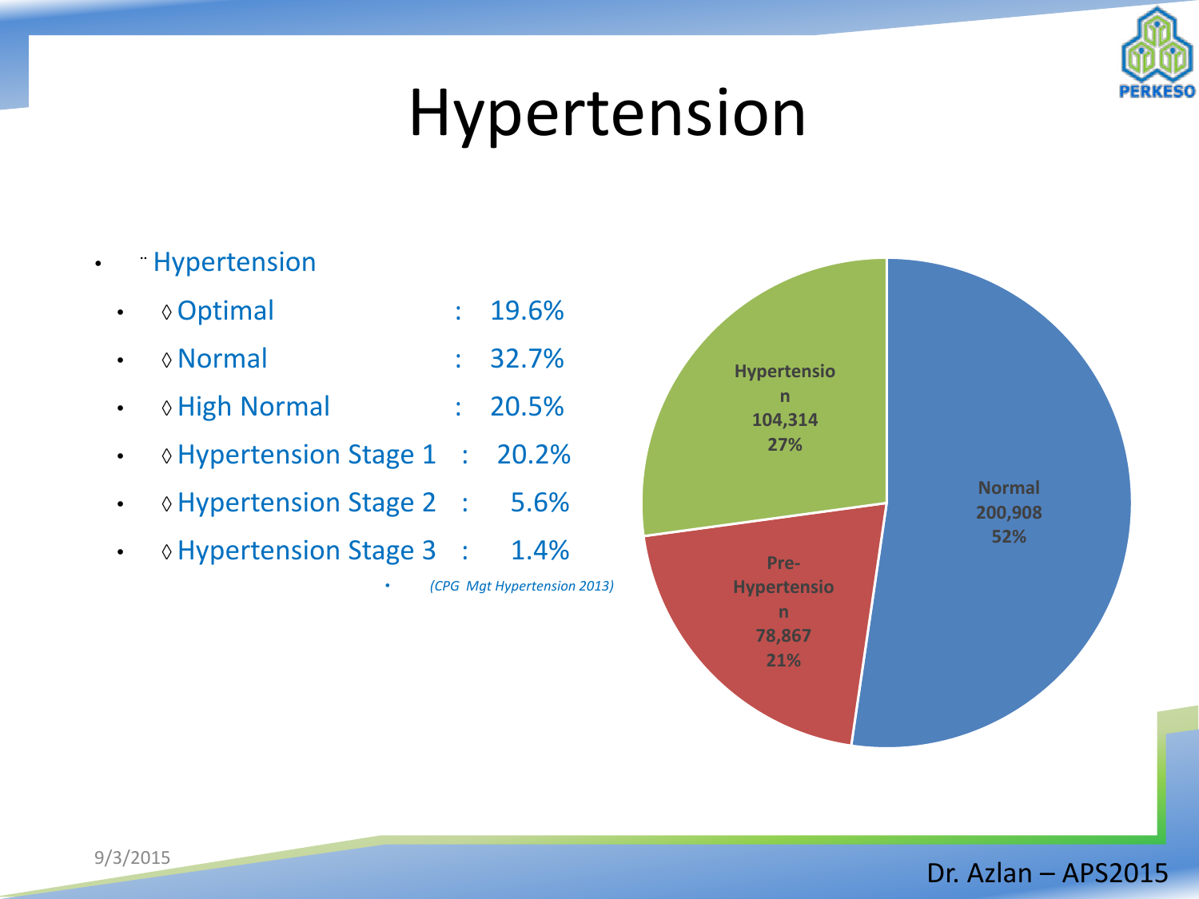# Hypertension

- Hypertension
  - ◊ Optimal : 19.6%
  - ◊ Normal : 32.7%
  - ◊ High Normal : 20.5%
  - ◊ Hypertension Stage 1 : 20.2%
  - ◊ Hypertension Stage 2 : 5.6%
  - ◊ Hypertension Stage 3 : 1.4%

*(CPG Mgt Hypertension 2013)*

| Category | Count | Percentage |
|---|---|---|
| Normal | 200,908 | 52% |
| Pre-Hypertension | 78,867 | 21% |
| Hypertension | 104,314 | 27% |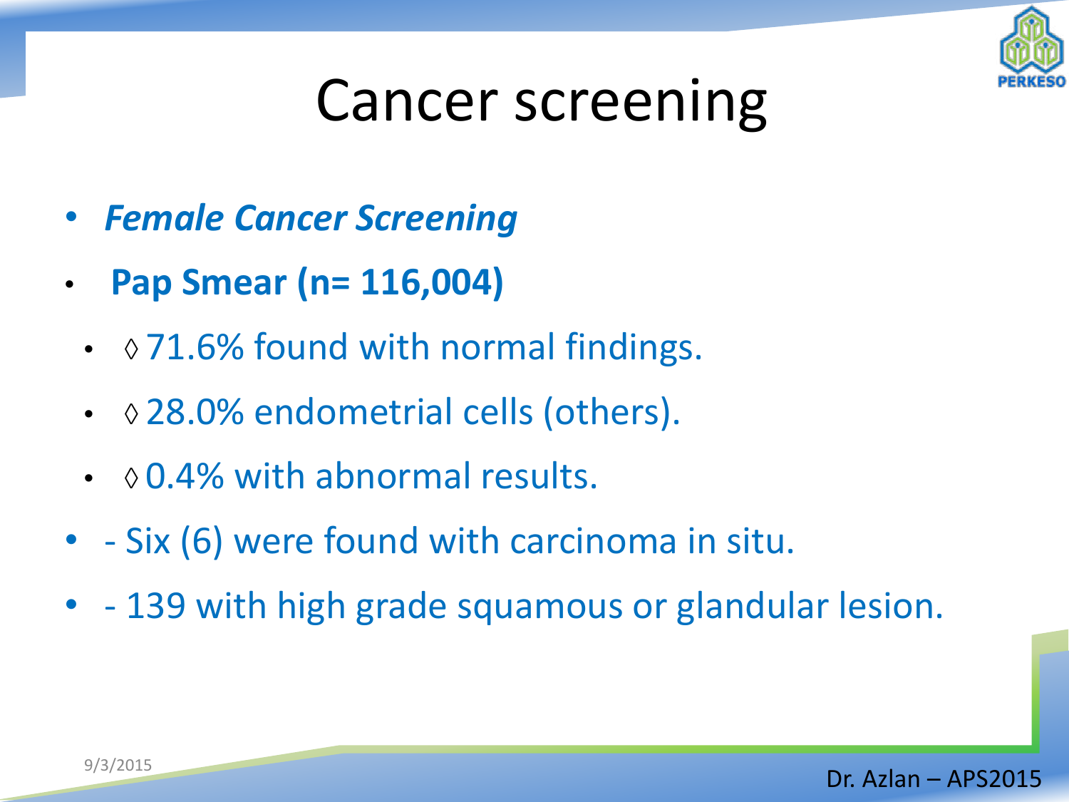# Cancer screening

- ***Female Cancer Screening***
- **Pap Smear (n= 116,004)**
  - ◊ 71.6% found with normal findings.
  - ◊ 28.0% endometrial cells (others).
  - ◊ 0.4% with abnormal results.
- - Six (6) were found with carcinoma in situ.
- - 139 with high grade squamous or glandular lesion.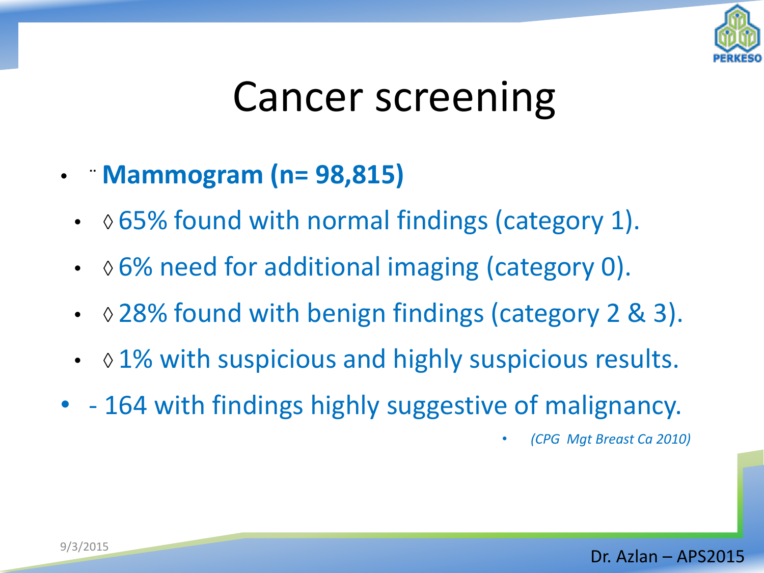# Cancer screening

- ¨ **Mammogram (n= 98,815)**
  - ◊ 65% found with normal findings (category 1).
  - ◊ 6% need for additional imaging (category 0).
  - ◊ 28% found with benign findings (category 2 & 3).
  - ◊ 1% with suspicious and highly suspicious results.
- - 164 with findings highly suggestive of malignancy.

*(CPG Mgt Breast Ca 2010)*

9/3/2015

Dr. Azlan – APS2015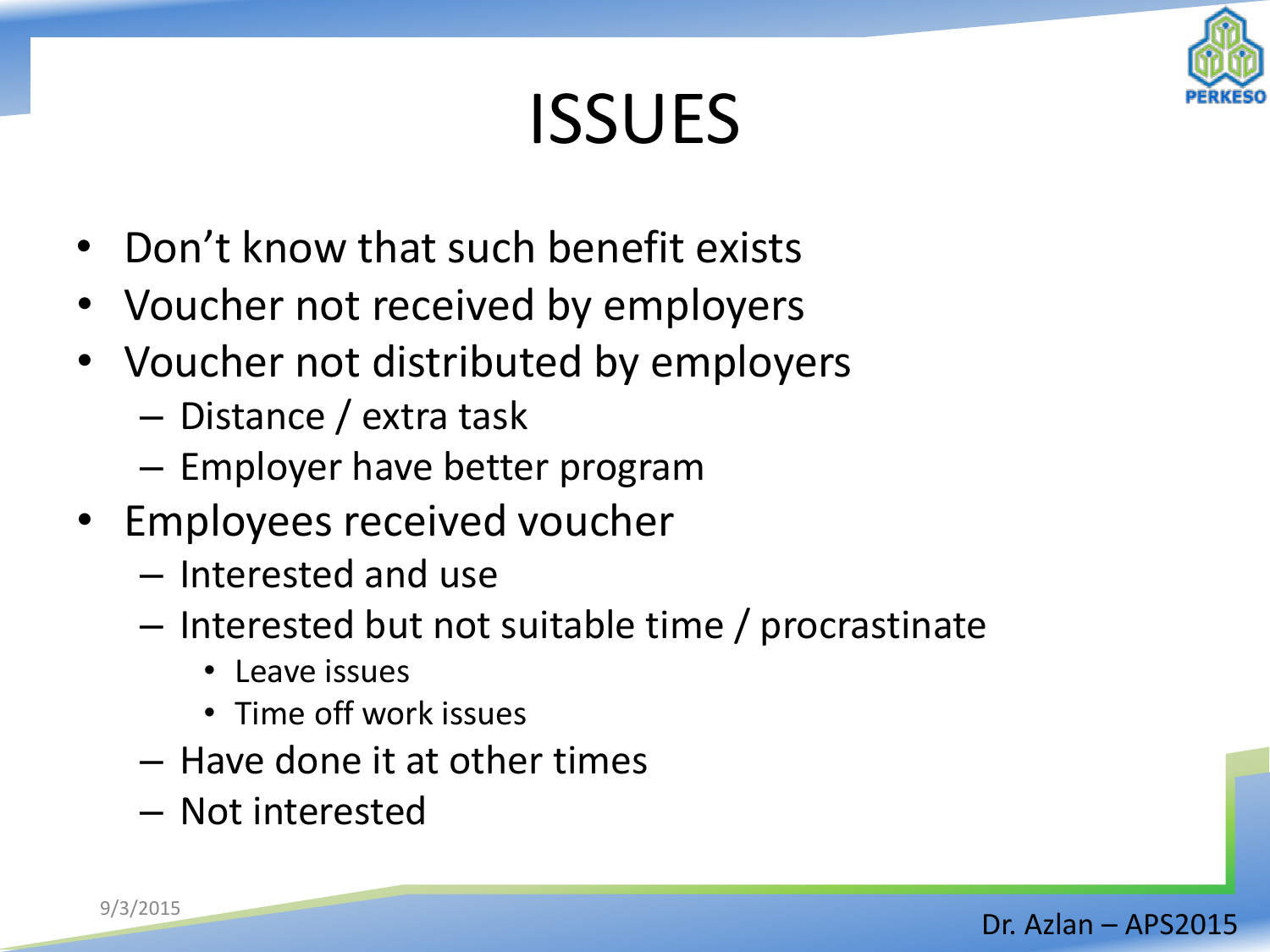# ISSUES

- Don't know that such benefit exists
- Voucher not received by employers
- Voucher not distributed by employers
  - Distance / extra task
  - Employer have better program
- Employees received voucher
  - Interested and use
  - Interested but not suitable time / procrastinate
    - Leave issues
    - Time off work issues
  - Have done it at other times
  - Not interested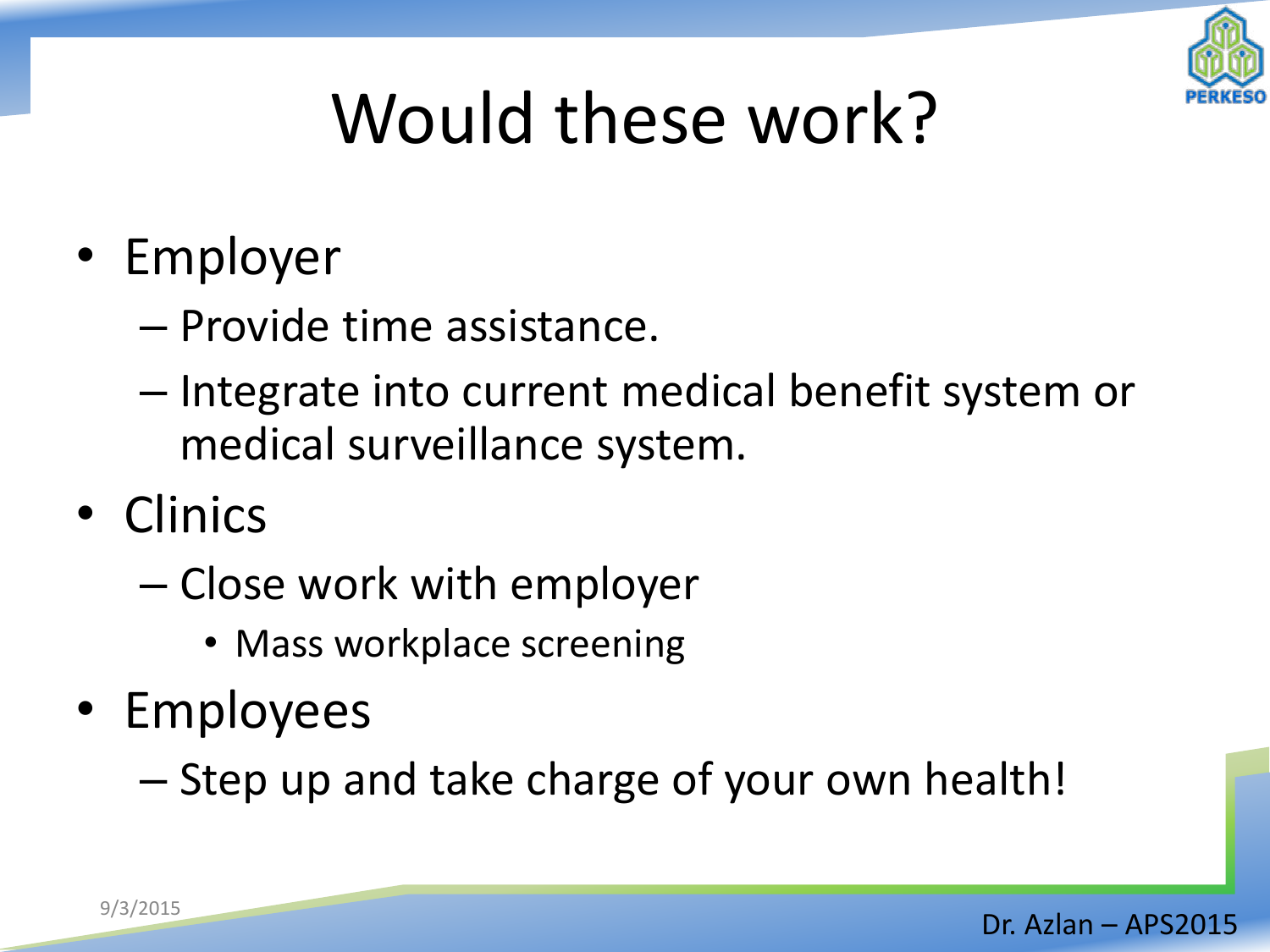# Would these work?

- Employer
  - Provide time assistance.
  - Integrate into current medical benefit system or medical surveillance system.
- Clinics
  - Close work with employer
    - Mass workplace screening
- Employees
  - Step up and take charge of your own health!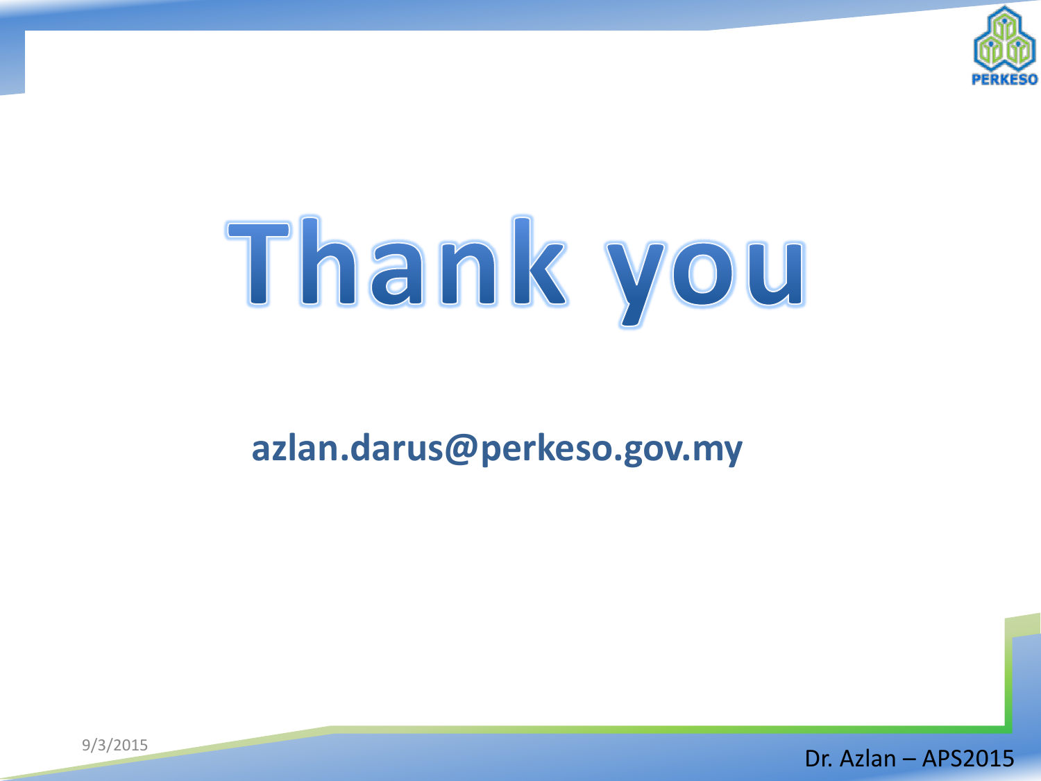# Thank you

**azlan.darus@perkeso.gov.my**